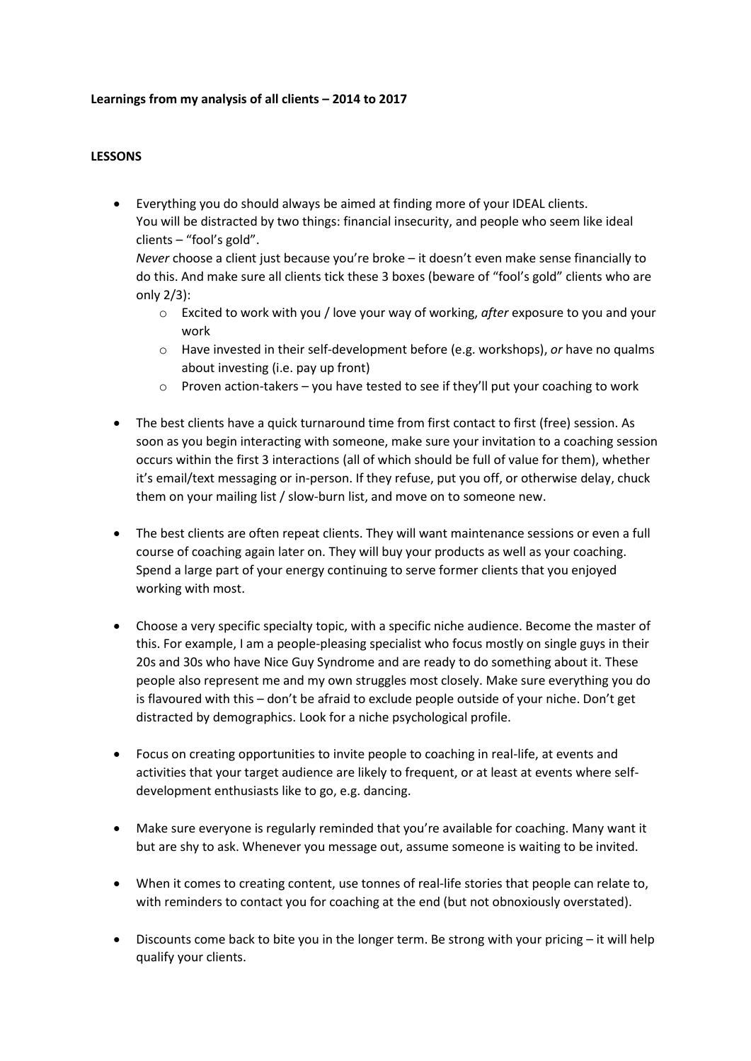**Learnings from my analysis of all clients – 2014 to 2017**

**LESSONS**

- Everything you do should always be aimed at finding more of your IDEAL clients. You will be distracted by two things: financial insecurity, and people who seem like ideal clients – "fool's gold".
  *Never* choose a client just because you're broke – it doesn't even make sense financially to do this. And make sure all clients tick these 3 boxes (beware of "fool's gold" clients who are only 2/3):
  - Excited to work with you / love your way of working, *after* exposure to you and your work
  - Have invested in their self-development before (e.g. workshops), *or* have no qualms about investing (i.e. pay up front)
  - Proven action-takers – you have tested to see if they'll put your coaching to work

- The best clients have a quick turnaround time from first contact to first (free) session. As soon as you begin interacting with someone, make sure your invitation to a coaching session occurs within the first 3 interactions (all of which should be full of value for them), whether it's email/text messaging or in-person. If they refuse, put you off, or otherwise delay, chuck them on your mailing list / slow-burn list, and move on to someone new.

- The best clients are often repeat clients. They will want maintenance sessions or even a full course of coaching again later on. They will buy your products as well as your coaching. Spend a large part of your energy continuing to serve former clients that you enjoyed working with most.

- Choose a very specific specialty topic, with a specific niche audience. Become the master of this. For example, I am a people-pleasing specialist who focus mostly on single guys in their 20s and 30s who have Nice Guy Syndrome and are ready to do something about it. These people also represent me and my own struggles most closely. Make sure everything you do is flavoured with this – don't be afraid to exclude people outside of your niche. Don't get distracted by demographics. Look for a niche psychological profile.

- Focus on creating opportunities to invite people to coaching in real-life, at events and activities that your target audience are likely to frequent, or at least at events where self-development enthusiasts like to go, e.g. dancing.

- Make sure everyone is regularly reminded that you're available for coaching. Many want it but are shy to ask. Whenever you message out, assume someone is waiting to be invited.

- When it comes to creating content, use tonnes of real-life stories that people can relate to, with reminders to contact you for coaching at the end (but not obnoxiously overstated).

- Discounts come back to bite you in the longer term. Be strong with your pricing – it will help qualify your clients.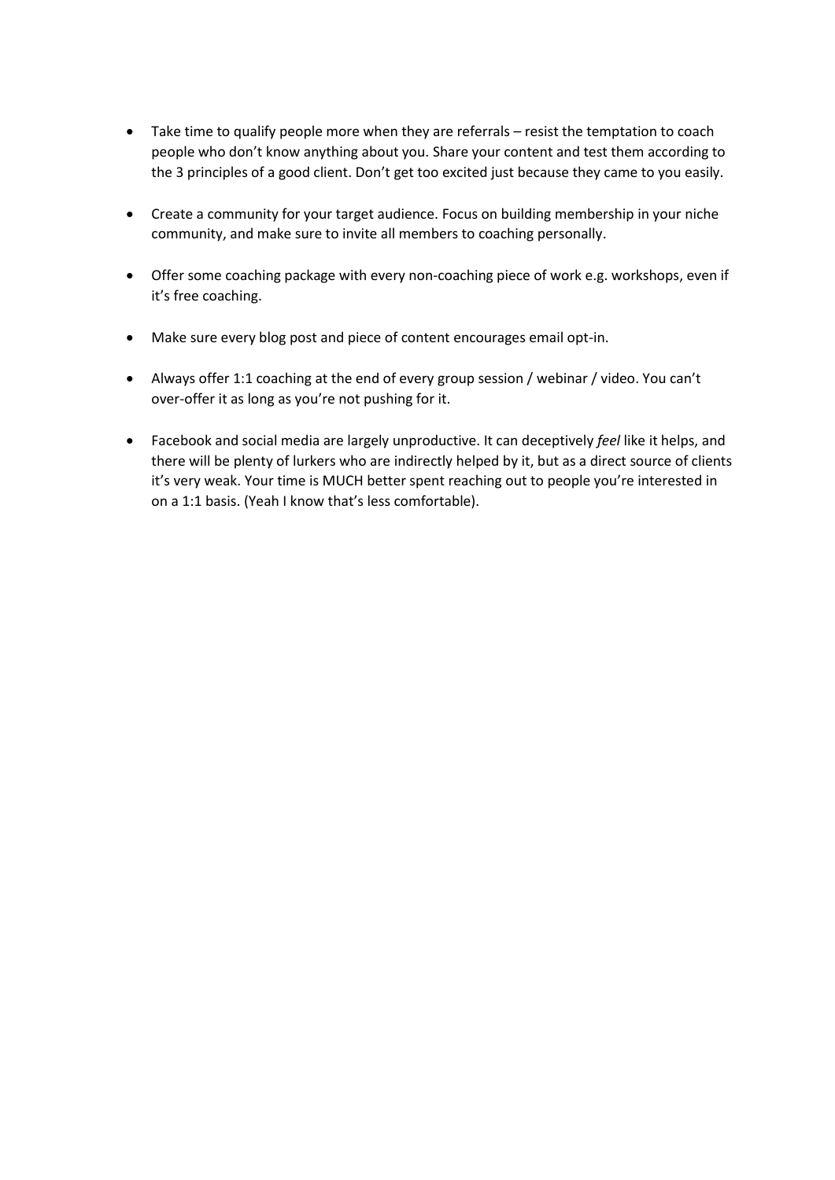- Take time to qualify people more when they are referrals – resist the temptation to coach people who don't know anything about you. Share your content and test them according to the 3 principles of a good client. Don't get too excited just because they came to you easily.

- Create a community for your target audience. Focus on building membership in your niche community, and make sure to invite all members to coaching personally.

- Offer some coaching package with every non-coaching piece of work e.g. workshops, even if it's free coaching.

- Make sure every blog post and piece of content encourages email opt-in.

- Always offer 1:1 coaching at the end of every group session / webinar / video. You can't over-offer it as long as you're not pushing for it.

- Facebook and social media are largely unproductive. It can deceptively *feel* like it helps, and there will be plenty of lurkers who are indirectly helped by it, but as a direct source of clients it's very weak. Your time is MUCH better spent reaching out to people you're interested in on a 1:1 basis. (Yeah I know that's less comfortable).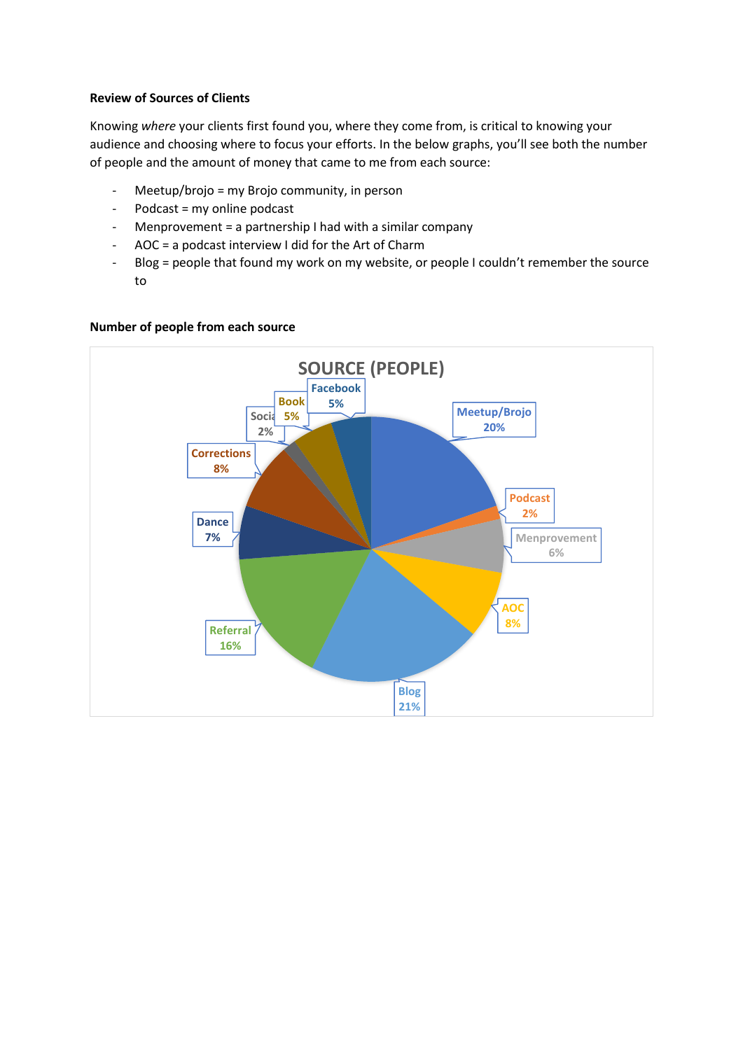**Review of Sources of Clients**

Knowing *where* your clients first found you, where they come from, is critical to knowing your audience and choosing where to focus your efforts. In the below graphs, you'll see both the number of people and the amount of money that came to me from each source:

- Meetup/brojo = my Brojo community, in person
- Podcast = my online podcast
- Menprovement = a partnership I had with a similar company
- AOC = a podcast interview I did for the Art of Charm
- Blog = people that found my work on my website, or people I couldn't remember the source to

**Number of people from each source**

SOURCE (PEOPLE)

| Source | Percentage |
|---|---|
| Meetup/Brojo | 20% |
| Podcast | 2% |
| Menprovement | 6% |
| AOC | 8% |
| Blog | 21% |
| Referral | 16% |
| Dance | 7% |
| Corrections | 8% |
| Social | 2% |
| Book | 5% |
| Facebook | 5% |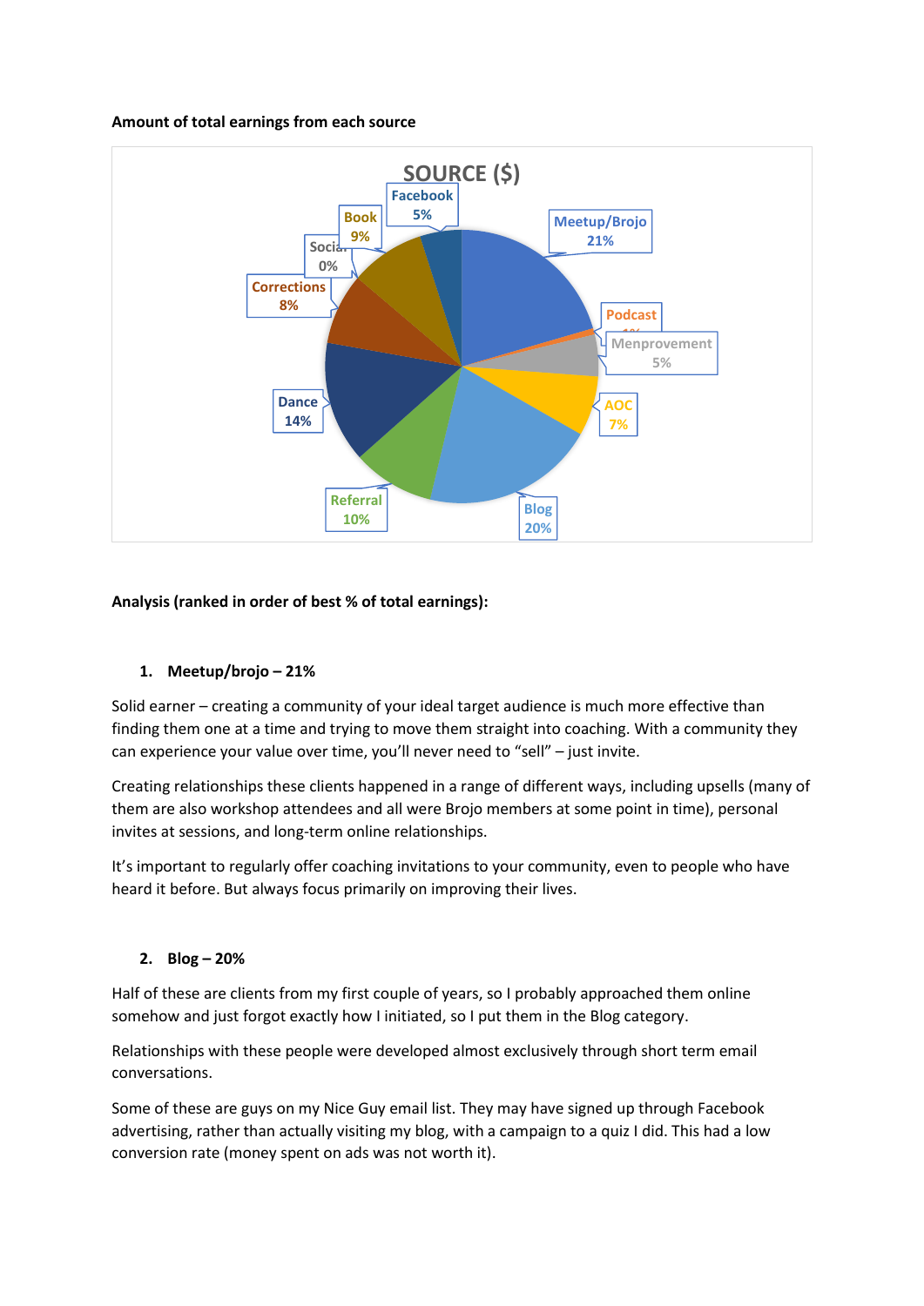**Amount of total earnings from each source**

**Analysis (ranked in order of best % of total earnings):**

1. **Meetup/brojo – 21%**

Solid earner – creating a community of your ideal target audience is much more effective than finding them one at a time and trying to move them straight into coaching. With a community they can experience your value over time, you'll never need to "sell" – just invite.

Creating relationships these clients happened in a range of different ways, including upsells (many of them are also workshop attendees and all were Brojo members at some point in time), personal invites at sessions, and long-term online relationships.

It's important to regularly offer coaching invitations to your community, even to people who have heard it before. But always focus primarily on improving their lives.

2. **Blog – 20%**

Half of these are clients from my first couple of years, so I probably approached them online somehow and just forgot exactly how I initiated, so I put them in the Blog category.

Relationships with these people were developed almost exclusively through short term email conversations.

Some of these are guys on my Nice Guy email list. They may have signed up through Facebook advertising, rather than actually visiting my blog, with a campaign to a quiz I did. This had a low conversion rate (money spent on ads was not worth it).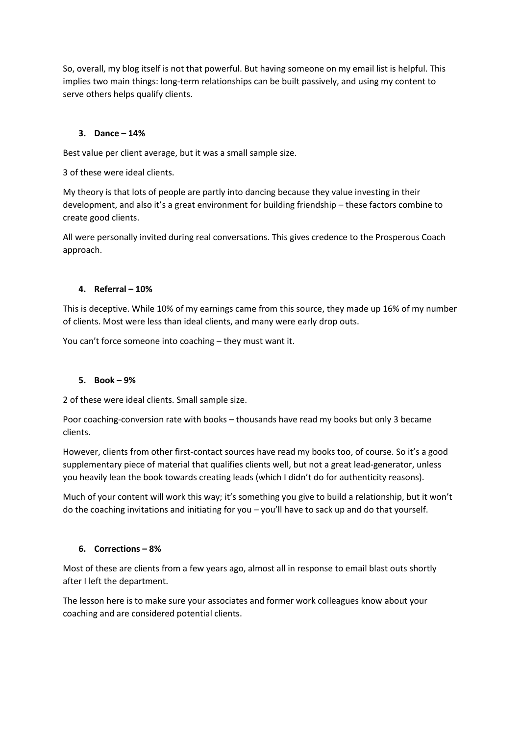So, overall, my blog itself is not that powerful. But having someone on my email list is helpful. This implies two main things: long-term relationships can be built passively, and using my content to serve others helps qualify clients.

3. **Dance – 14%**

Best value per client average, but it was a small sample size.

3 of these were ideal clients.

My theory is that lots of people are partly into dancing because they value investing in their development, and also it's a great environment for building friendship – these factors combine to create good clients.

All were personally invited during real conversations. This gives credence to the Prosperous Coach approach.

4. **Referral – 10%**

This is deceptive. While 10% of my earnings came from this source, they made up 16% of my number of clients. Most were less than ideal clients, and many were early drop outs.

You can't force someone into coaching – they must want it.

5. **Book – 9%**

2 of these were ideal clients. Small sample size.

Poor coaching-conversion rate with books – thousands have read my books but only 3 became clients.

However, clients from other first-contact sources have read my books too, of course. So it's a good supplementary piece of material that qualifies clients well, but not a great lead-generator, unless you heavily lean the book towards creating leads (which I didn't do for authenticity reasons).

Much of your content will work this way; it's something you give to build a relationship, but it won't do the coaching invitations and initiating for you – you'll have to sack up and do that yourself.

6. **Corrections – 8%**

Most of these are clients from a few years ago, almost all in response to email blast outs shortly after I left the department.

The lesson here is to make sure your associates and former work colleagues know about your coaching and are considered potential clients.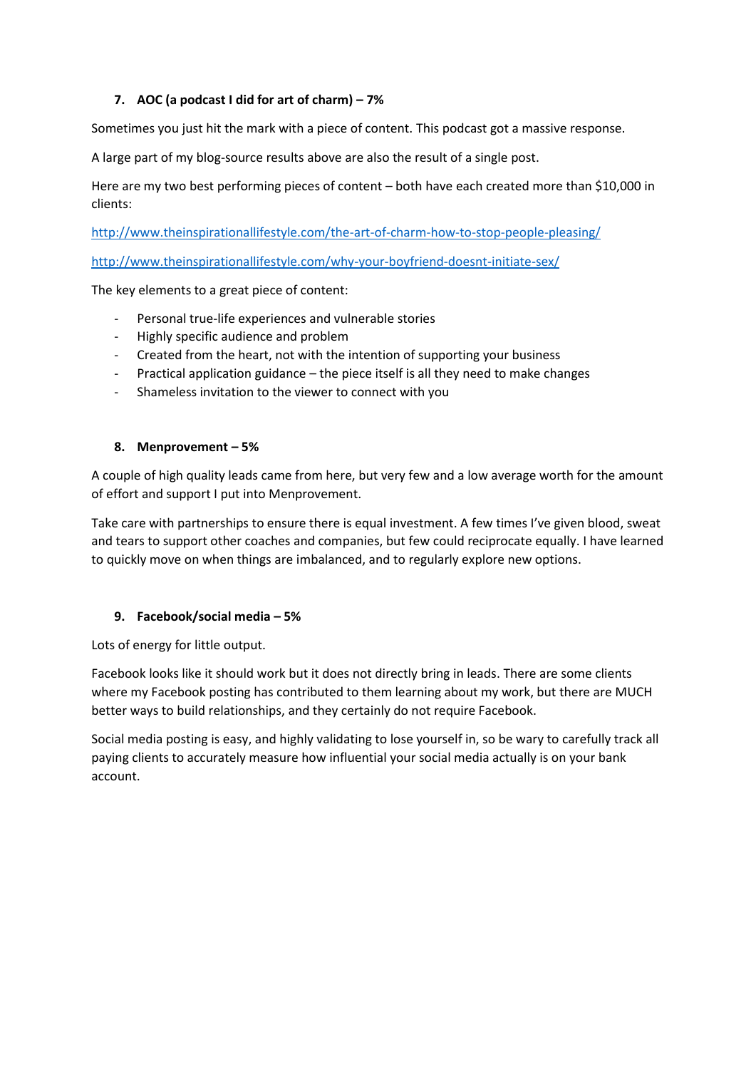### 7. AOC (a podcast I did for art of charm) – 7%

Sometimes you just hit the mark with a piece of content. This podcast got a massive response.

A large part of my blog-source results above are also the result of a single post.

Here are my two best performing pieces of content – both have each created more than $10,000 in clients:

http://www.theinspirationallifestyle.com/the-art-of-charm-how-to-stop-people-pleasing/

http://www.theinspirationallifestyle.com/why-your-boyfriend-doesnt-initiate-sex/

The key elements to a great piece of content:

- Personal true-life experiences and vulnerable stories
- Highly specific audience and problem
- Created from the heart, not with the intention of supporting your business
- Practical application guidance – the piece itself is all they need to make changes
- Shameless invitation to the viewer to connect with you

### 8. Menprovement – 5%

A couple of high quality leads came from here, but very few and a low average worth for the amount of effort and support I put into Menprovement.

Take care with partnerships to ensure there is equal investment. A few times I've given blood, sweat and tears to support other coaches and companies, but few could reciprocate equally. I have learned to quickly move on when things are imbalanced, and to regularly explore new options.

### 9. Facebook/social media – 5%

Lots of energy for little output.

Facebook looks like it should work but it does not directly bring in leads. There are some clients where my Facebook posting has contributed to them learning about my work, but there are MUCH better ways to build relationships, and they certainly do not require Facebook.

Social media posting is easy, and highly validating to lose yourself in, so be wary to carefully track all paying clients to accurately measure how influential your social media actually is on your bank account.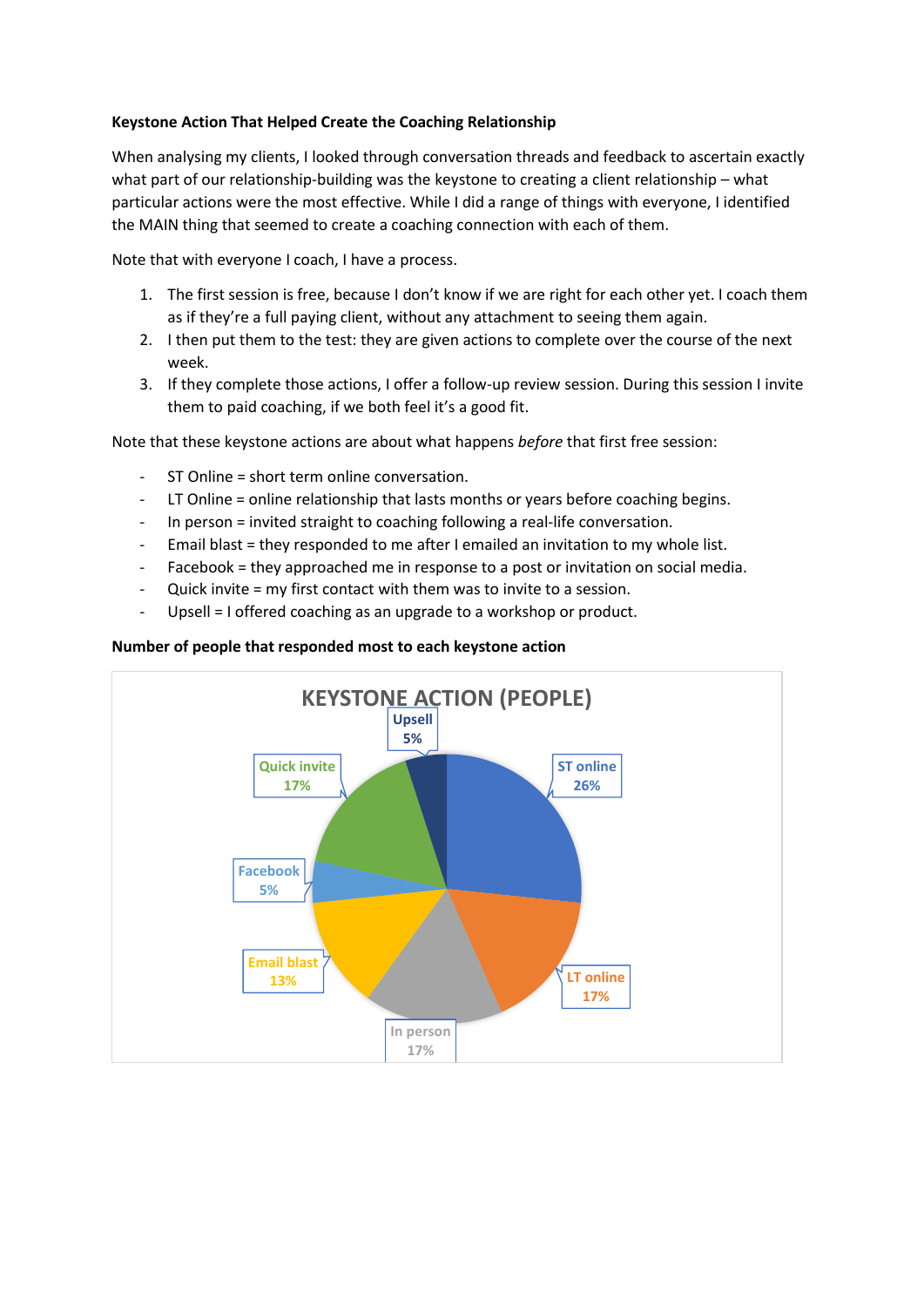**Keystone Action That Helped Create the Coaching Relationship**

When analysing my clients, I looked through conversation threads and feedback to ascertain exactly what part of our relationship-building was the keystone to creating a client relationship – what particular actions were the most effective. While I did a range of things with everyone, I identified the MAIN thing that seemed to create a coaching connection with each of them.

Note that with everyone I coach, I have a process.

1. The first session is free, because I don't know if we are right for each other yet. I coach them as if they're a full paying client, without any attachment to seeing them again.
2. I then put them to the test: they are given actions to complete over the course of the next week.
3. If they complete those actions, I offer a follow-up review session. During this session I invite them to paid coaching, if we both feel it's a good fit.

Note that these keystone actions are about what happens *before* that first free session:

- ST Online = short term online conversation.
- LT Online = online relationship that lasts months or years before coaching begins.
- In person = invited straight to coaching following a real-life conversation.
- Email blast = they responded to me after I emailed an invitation to my whole list.
- Facebook = they approached me in response to a post or invitation on social media.
- Quick invite = my first contact with them was to invite to a session.
- Upsell = I offered coaching as an upgrade to a workshop or product.

**Number of people that responded most to each keystone action**

KEYSTONE ACTION (PEOPLE)

| Keystone action | Percentage |
|---|---|
| ST online | 26% |
| LT online | 17% |
| In person | 17% |
| Email blast | 13% |
| Facebook | 5% |
| Quick invite | 17% |
| Upsell | 5% |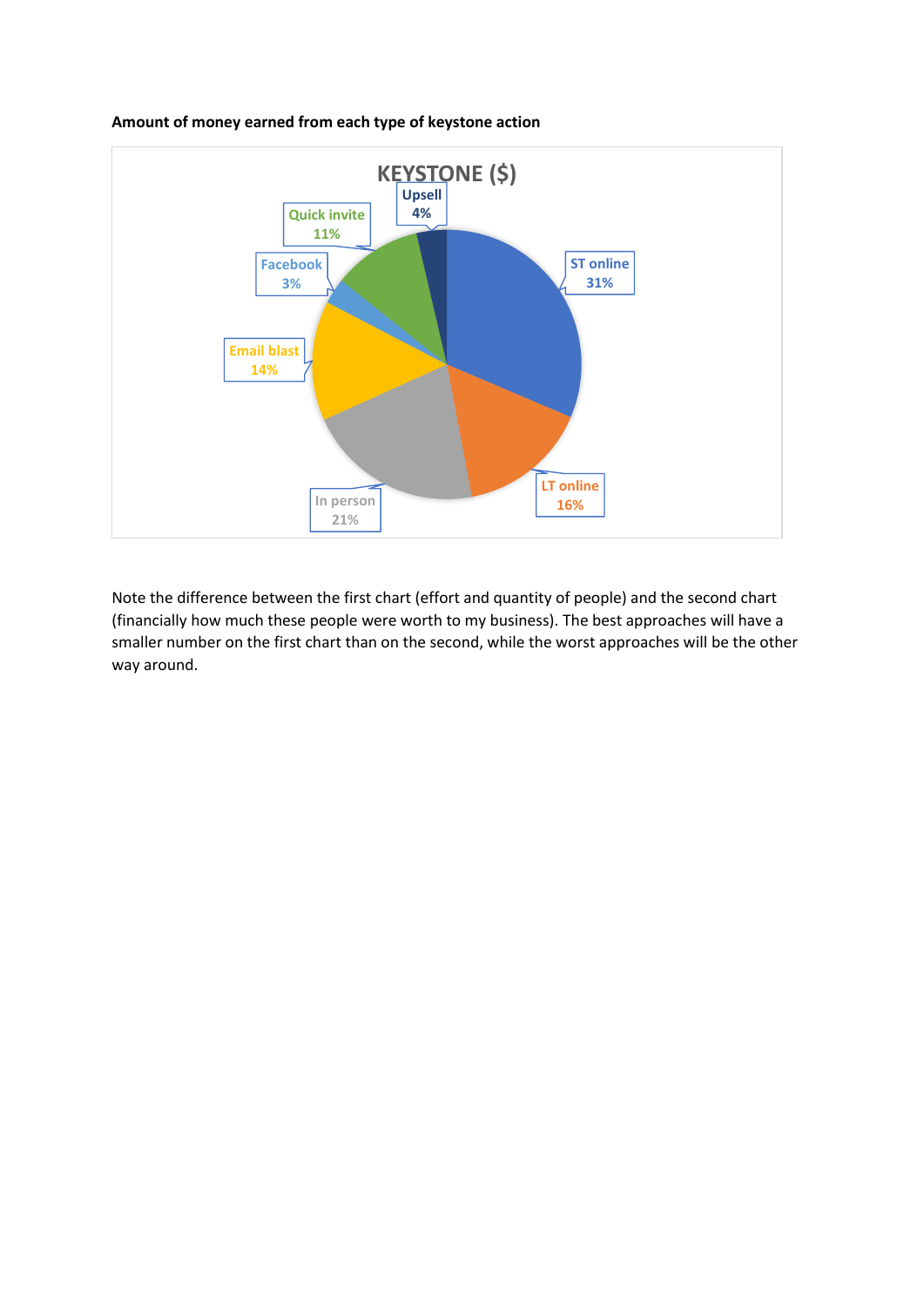**Amount of money earned from each type of keystone action**

KEYSTONE ($)

| Keystone action | % |
|---|---|
| ST online | 31% |
| LT online | 16% |
| In person | 21% |
| Email blast | 14% |
| Facebook | 3% |
| Quick invite | 11% |
| Upsell | 4% |

Note the difference between the first chart (effort and quantity of people) and the second chart (financially how much these people were worth to my business). The best approaches will have a smaller number on the first chart than on the second, while the worst approaches will be the other way around.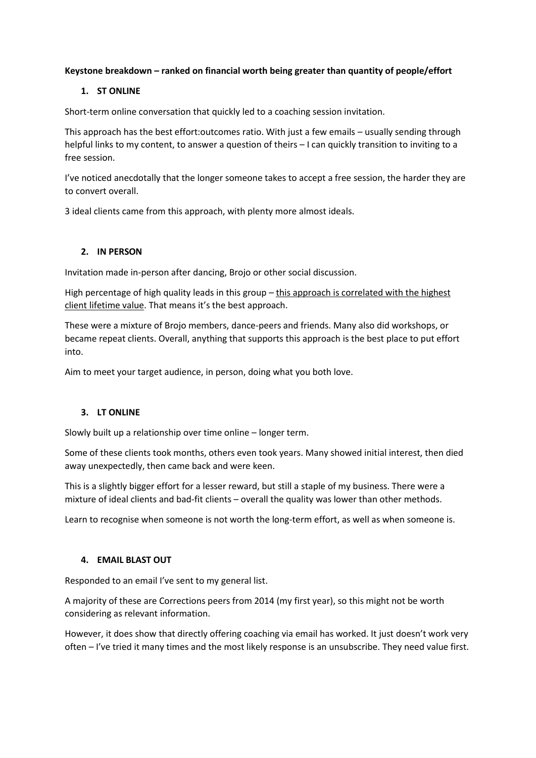**Keystone breakdown – ranked on financial worth being greater than quantity of people/effort**

1. **ST ONLINE**

Short-term online conversation that quickly led to a coaching session invitation.

This approach has the best effort:outcomes ratio. With just a few emails – usually sending through helpful links to my content, to answer a question of theirs – I can quickly transition to inviting to a free session.

I've noticed anecdotally that the longer someone takes to accept a free session, the harder they are to convert overall.

3 ideal clients came from this approach, with plenty more almost ideals.

2. **IN PERSON**

Invitation made in-person after dancing, Brojo or other social discussion.

High percentage of high quality leads in this group – <u>this approach is correlated with the highest client lifetime value</u>. That means it's the best approach.

These were a mixture of Brojo members, dance-peers and friends. Many also did workshops, or became repeat clients. Overall, anything that supports this approach is the best place to put effort into.

Aim to meet your target audience, in person, doing what you both love.

3. **LT ONLINE**

Slowly built up a relationship over time online – longer term.

Some of these clients took months, others even took years. Many showed initial interest, then died away unexpectedly, then came back and were keen.

This is a slightly bigger effort for a lesser reward, but still a staple of my business. There were a mixture of ideal clients and bad-fit clients – overall the quality was lower than other methods.

Learn to recognise when someone is not worth the long-term effort, as well as when someone is.

4. **EMAIL BLAST OUT**

Responded to an email I've sent to my general list.

A majority of these are Corrections peers from 2014 (my first year), so this might not be worth considering as relevant information.

However, it does show that directly offering coaching via email has worked. It just doesn't work very often – I've tried it many times and the most likely response is an unsubscribe. They need value first.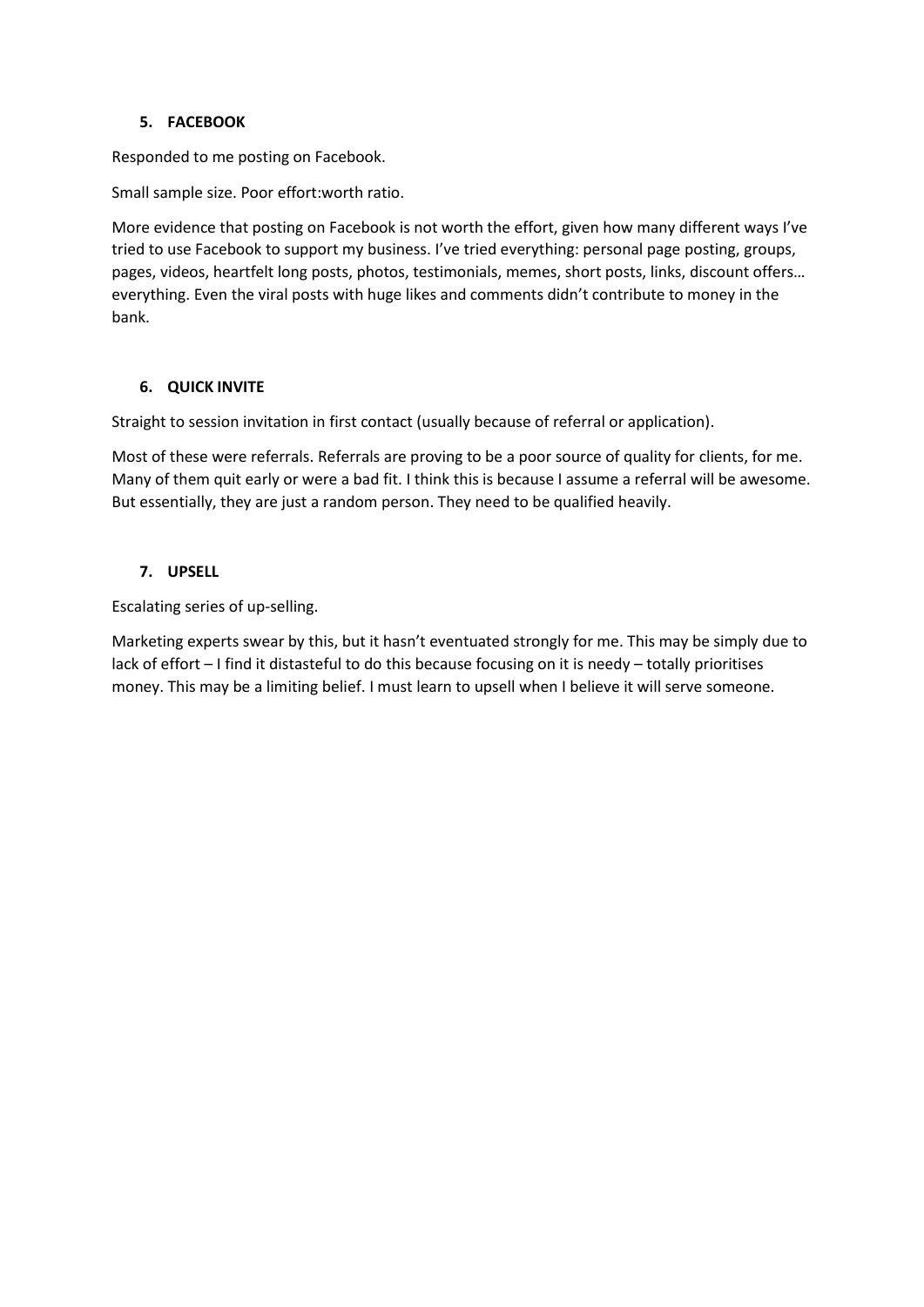### 5. FACEBOOK

Responded to me posting on Facebook.

Small sample size. Poor effort:worth ratio.

More evidence that posting on Facebook is not worth the effort, given how many different ways I've tried to use Facebook to support my business. I've tried everything: personal page posting, groups, pages, videos, heartfelt long posts, photos, testimonials, memes, short posts, links, discount offers… everything. Even the viral posts with huge likes and comments didn't contribute to money in the bank.

### 6. QUICK INVITE

Straight to session invitation in first contact (usually because of referral or application).

Most of these were referrals. Referrals are proving to be a poor source of quality for clients, for me. Many of them quit early or were a bad fit. I think this is because I assume a referral will be awesome. But essentially, they are just a random person. They need to be qualified heavily.

### 7. UPSELL

Escalating series of up-selling.

Marketing experts swear by this, but it hasn't eventuated strongly for me. This may be simply due to lack of effort – I find it distasteful to do this because focusing on it is needy – totally prioritises money. This may be a limiting belief. I must learn to upsell when I believe it will serve someone.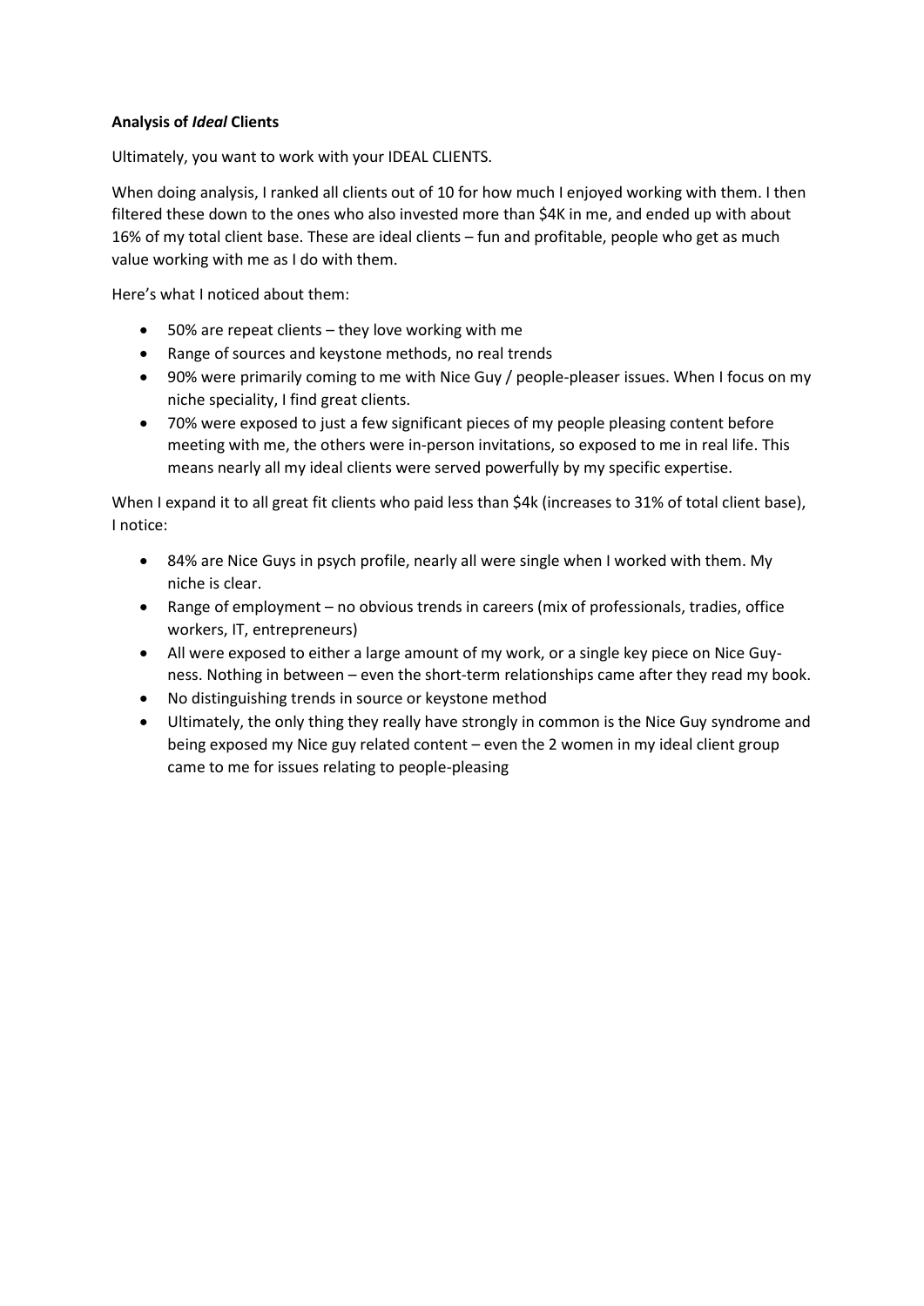**Analysis of *Ideal* Clients**

Ultimately, you want to work with your IDEAL CLIENTS.

When doing analysis, I ranked all clients out of 10 for how much I enjoyed working with them. I then filtered these down to the ones who also invested more than $4K in me, and ended up with about 16% of my total client base. These are ideal clients – fun and profitable, people who get as much value working with me as I do with them.

Here's what I noticed about them:

- 50% are repeat clients – they love working with me
- Range of sources and keystone methods, no real trends
- 90% were primarily coming to me with Nice Guy / people-pleaser issues. When I focus on my niche speciality, I find great clients.
- 70% were exposed to just a few significant pieces of my people pleasing content before meeting with me, the others were in-person invitations, so exposed to me in real life. This means nearly all my ideal clients were served powerfully by my specific expertise.

When I expand it to all great fit clients who paid less than $4k (increases to 31% of total client base), I notice:

- 84% are Nice Guys in psych profile, nearly all were single when I worked with them. My niche is clear.
- Range of employment – no obvious trends in careers (mix of professionals, tradies, office workers, IT, entrepreneurs)
- All were exposed to either a large amount of my work, or a single key piece on Nice Guy-ness. Nothing in between – even the short-term relationships came after they read my book.
- No distinguishing trends in source or keystone method
- Ultimately, the only thing they really have strongly in common is the Nice Guy syndrome and being exposed my Nice guy related content – even the 2 women in my ideal client group came to me for issues relating to people-pleasing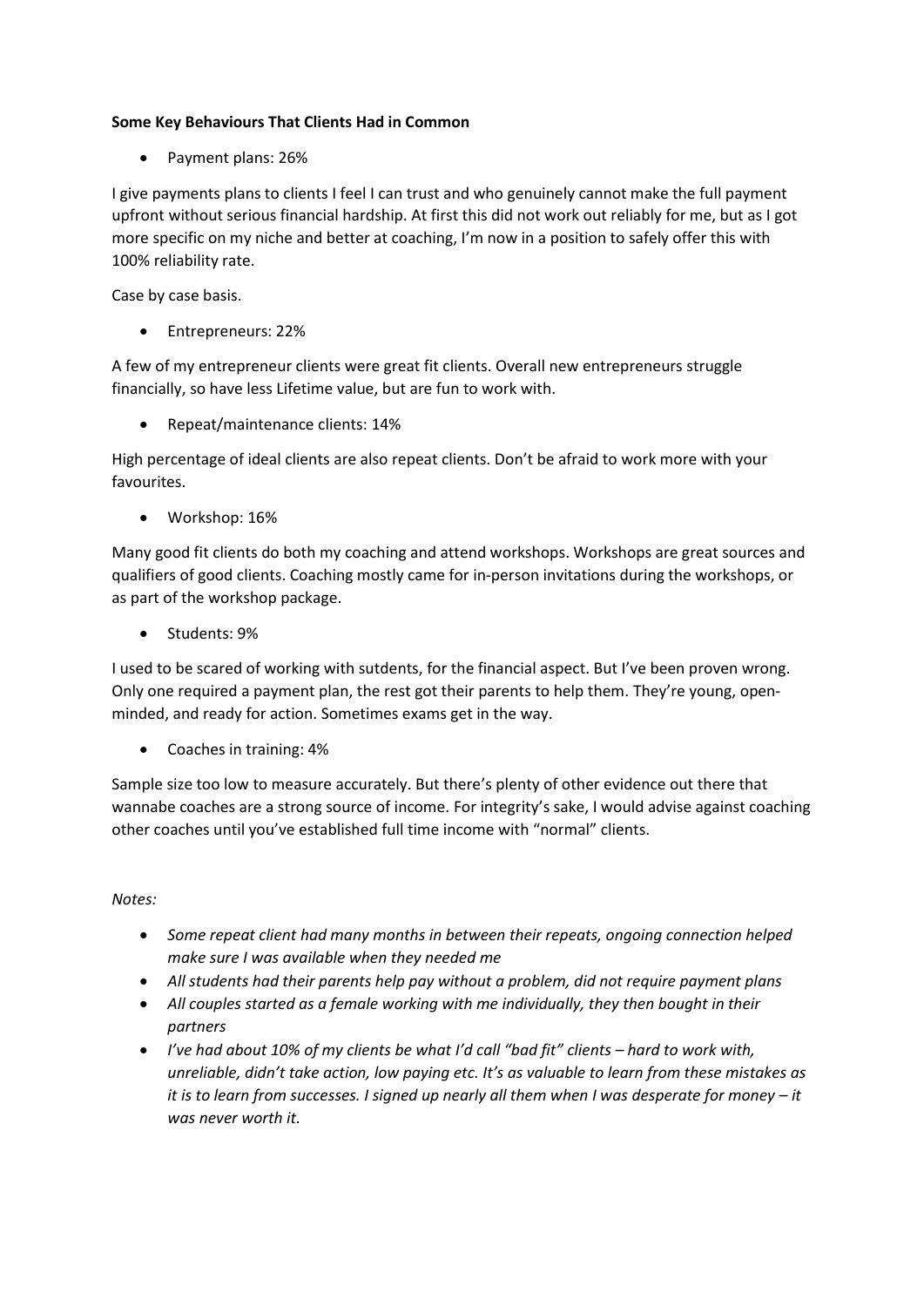**Some Key Behaviours That Clients Had in Common**

- Payment plans: 26%

I give payments plans to clients I feel I can trust and who genuinely cannot make the full payment upfront without serious financial hardship. At first this did not work out reliably for me, but as I got more specific on my niche and better at coaching, I'm now in a position to safely offer this with 100% reliability rate.

Case by case basis.

- Entrepreneurs: 22%

A few of my entrepreneur clients were great fit clients. Overall new entrepreneurs struggle financially, so have less Lifetime value, but are fun to work with.

- Repeat/maintenance clients: 14%

High percentage of ideal clients are also repeat clients. Don't be afraid to work more with your favourites.

- Workshop: 16%

Many good fit clients do both my coaching and attend workshops. Workshops are great sources and qualifiers of good clients. Coaching mostly came for in-person invitations during the workshops, or as part of the workshop package.

- Students: 9%

I used to be scared of working with sutdents, for the financial aspect. But I've been proven wrong. Only one required a payment plan, the rest got their parents to help them. They're young, open-minded, and ready for action. Sometimes exams get in the way.

- Coaches in training: 4%

Sample size too low to measure accurately. But there's plenty of other evidence out there that wannabe coaches are a strong source of income. For integrity's sake, I would advise against coaching other coaches until you've established full time income with "normal" clients.

*Notes:*

- *Some repeat client had many months in between their repeats, ongoing connection helped make sure I was available when they needed me*
- *All students had their parents help pay without a problem, did not require payment plans*
- *All couples started as a female working with me individually, they then bought in their partners*
- *I've had about 10% of my clients be what I'd call "bad fit" clients – hard to work with, unreliable, didn't take action, low paying etc. It's as valuable to learn from these mistakes as it is to learn from successes. I signed up nearly all them when I was desperate for money – it was never worth it.*